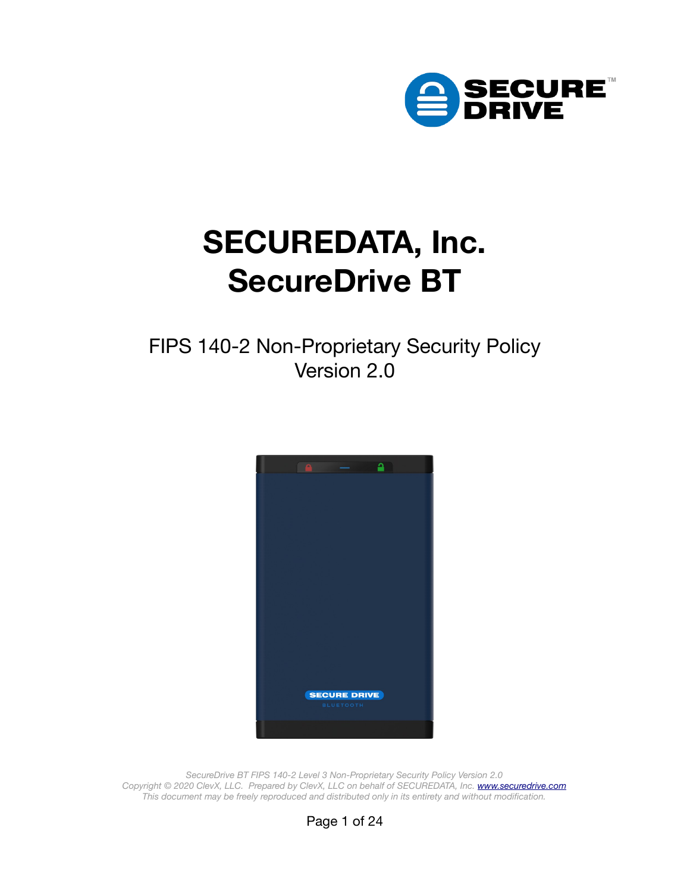# SECUREDATA, Inc.
# SecureDrive BT

FIPS 140-2 Non-Proprietary Security Policy
Version 2.0

*SecureDrive BT FIPS 140-2 Level 3 Non-Proprietary Security Policy Version 2.0*
*Copyright © 2020 ClevX, LLC. Prepared by ClevX, LLC on behalf of SECUREDATA, Inc. [www.securedrive.com](www.securedrive.com)*
*This document may be freely reproduced and distributed only in its entirety and without modification.*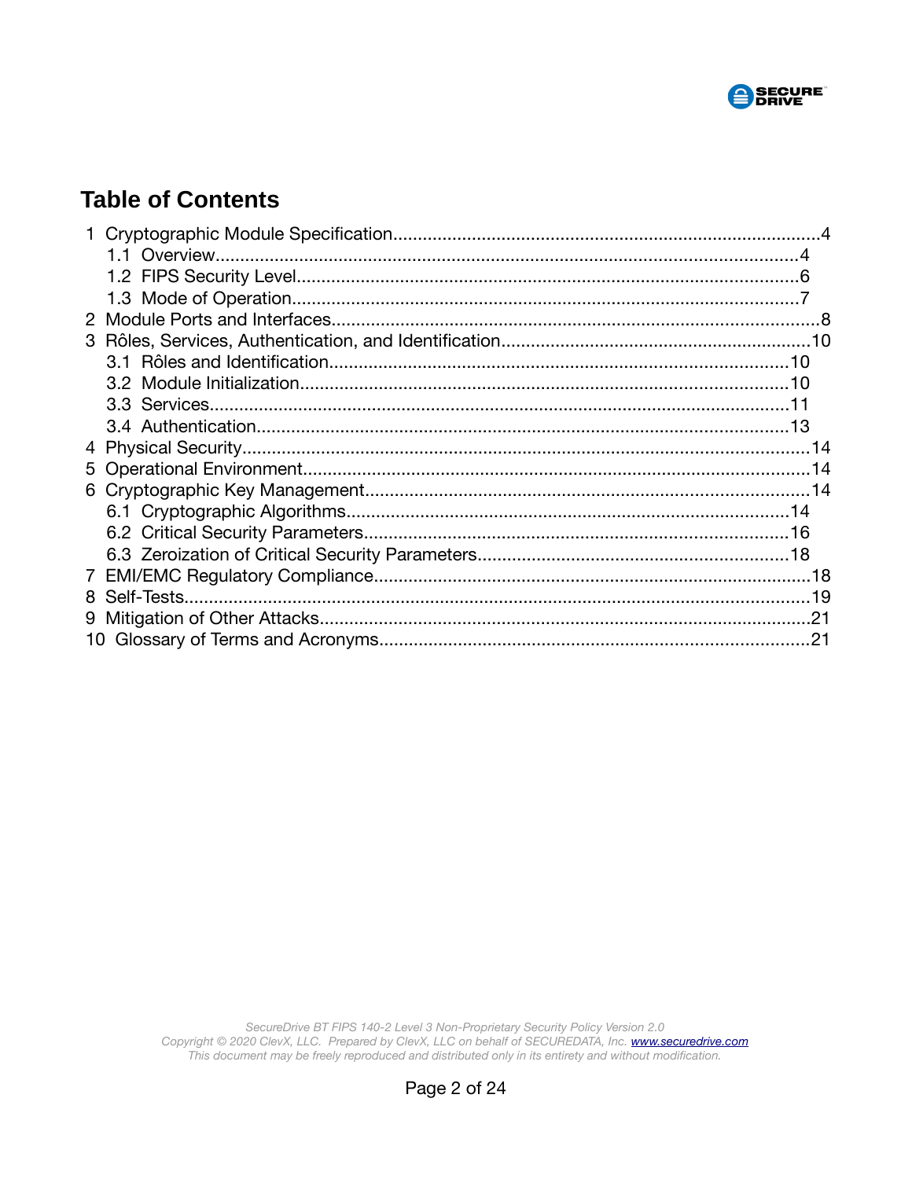# Table of Contents

1 Cryptographic Module Specification....................................................................................4
  1.1 Overview....................................................................................................................4
  1.2 FIPS Security Level...................................................................................................6
  1.3 Mode of Operation....................................................................................................7
2 Module Ports and Interfaces................................................................................................8
3 Rôles, Services, Authentication, and Identification..............................................................10
  3.1 Rôles and Identification...........................................................................................10
  3.2 Module Initialization.................................................................................................10
  3.3 Services...................................................................................................................11
  3.4 Authentication..........................................................................................................13
4 Physical Security.................................................................................................................14
5 Operational Environment.....................................................................................................14
6 Cryptographic Key Management.........................................................................................14
  6.1 Cryptographic Algorithms.........................................................................................14
  6.2 Critical Security Parameters.....................................................................................16
  6.3 Zeroization of Critical Security Parameters..............................................................18
7 EMI/EMC Regulatory Compliance.......................................................................................18
8 Self-Tests.............................................................................................................................19
9 Mitigation of Other Attacks..................................................................................................21
10 Glossary of Terms and Acronyms.....................................................................................21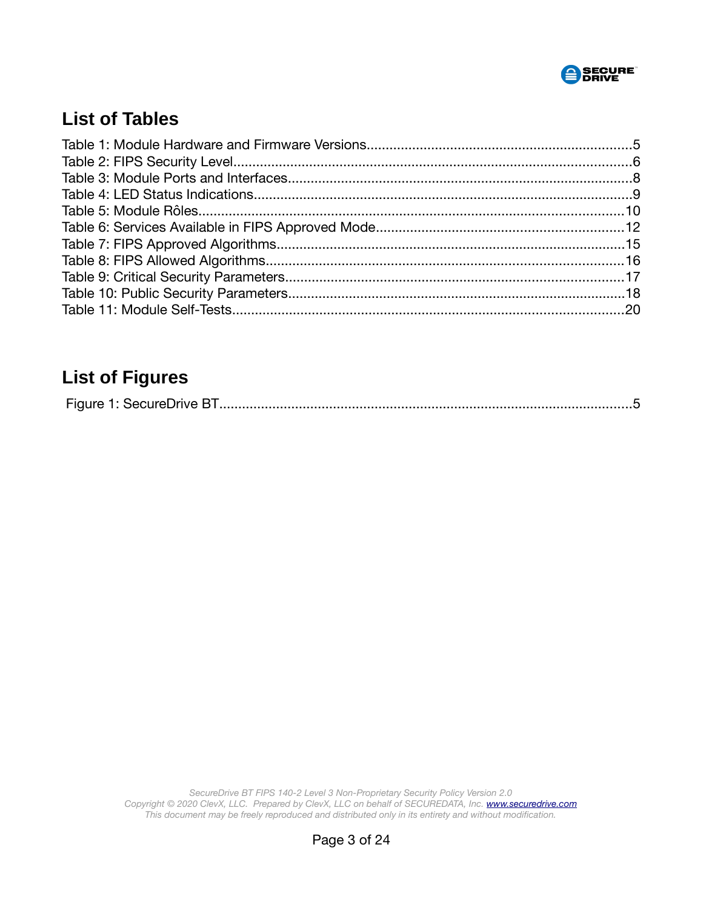## List of Tables

Table 1: Module Hardware and Firmware Versions....................................................................5
Table 2: FIPS Security Level.......................................................................................................6
Table 3: Module Ports and Interfaces.........................................................................................8
Table 4: LED Status Indications..................................................................................................9
Table 5: Module Rôles...............................................................................................................10
Table 6: Services Available in FIPS Approved Mode................................................................12
Table 7: FIPS Approved Algorithms...........................................................................................15
Table 8: FIPS Allowed Algorithms.............................................................................................16
Table 9: Critical Security Parameters.........................................................................................17
Table 10: Public Security Parameters........................................................................................18
Table 11: Module Self-Tests.......................................................................................................20

## List of Figures

Figure 1: SecureDrive BT............................................................................................................5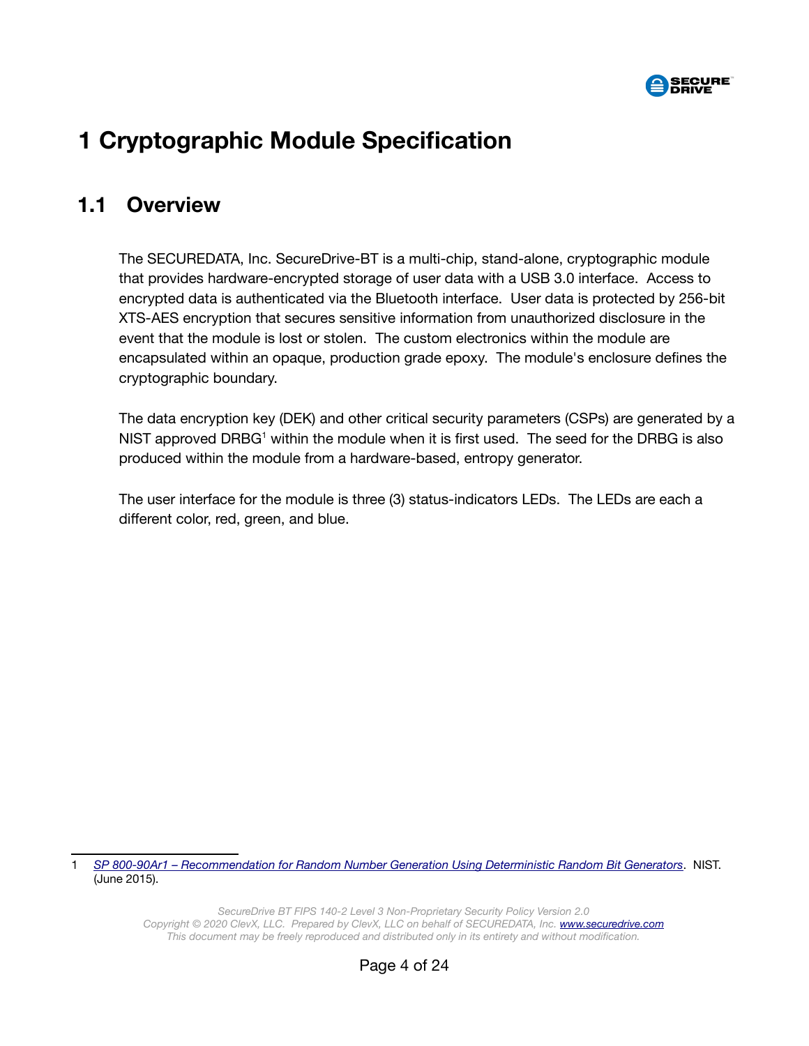# 1 Cryptographic Module Specification

## 1.1 Overview

The SECUREDATA, Inc. SecureDrive-BT is a multi-chip, stand-alone, cryptographic module that provides hardware-encrypted storage of user data with a USB 3.0 interface. Access to encrypted data is authenticated via the Bluetooth interface. User data is protected by 256-bit XTS-AES encryption that secures sensitive information from unauthorized disclosure in the event that the module is lost or stolen. The custom electronics within the module are encapsulated within an opaque, production grade epoxy. The module's enclosure defines the cryptographic boundary.

The data encryption key (DEK) and other critical security parameters (CSPs) are generated by a NIST approved DRBG[1] within the module when it is first used. The seed for the DRBG is also produced within the module from a hardware-based, entropy generator.

The user interface for the module is three (3) status-indicators LEDs. The LEDs are each a different color, red, green, and blue.

---

1 *SP 800-90Ar1 – Recommendation for Random Number Generation Using Deterministic Random Bit Generators*. NIST. (June 2015).

*SecureDrive BT FIPS 140-2 Level 3 Non-Proprietary Security Policy Version 2.0*
*Copyright © 2020 ClevX, LLC. Prepared by ClevX, LLC on behalf of SECUREDATA, Inc. www.securedrive.com*
*This document may be freely reproduced and distributed only in its entirety and without modification.*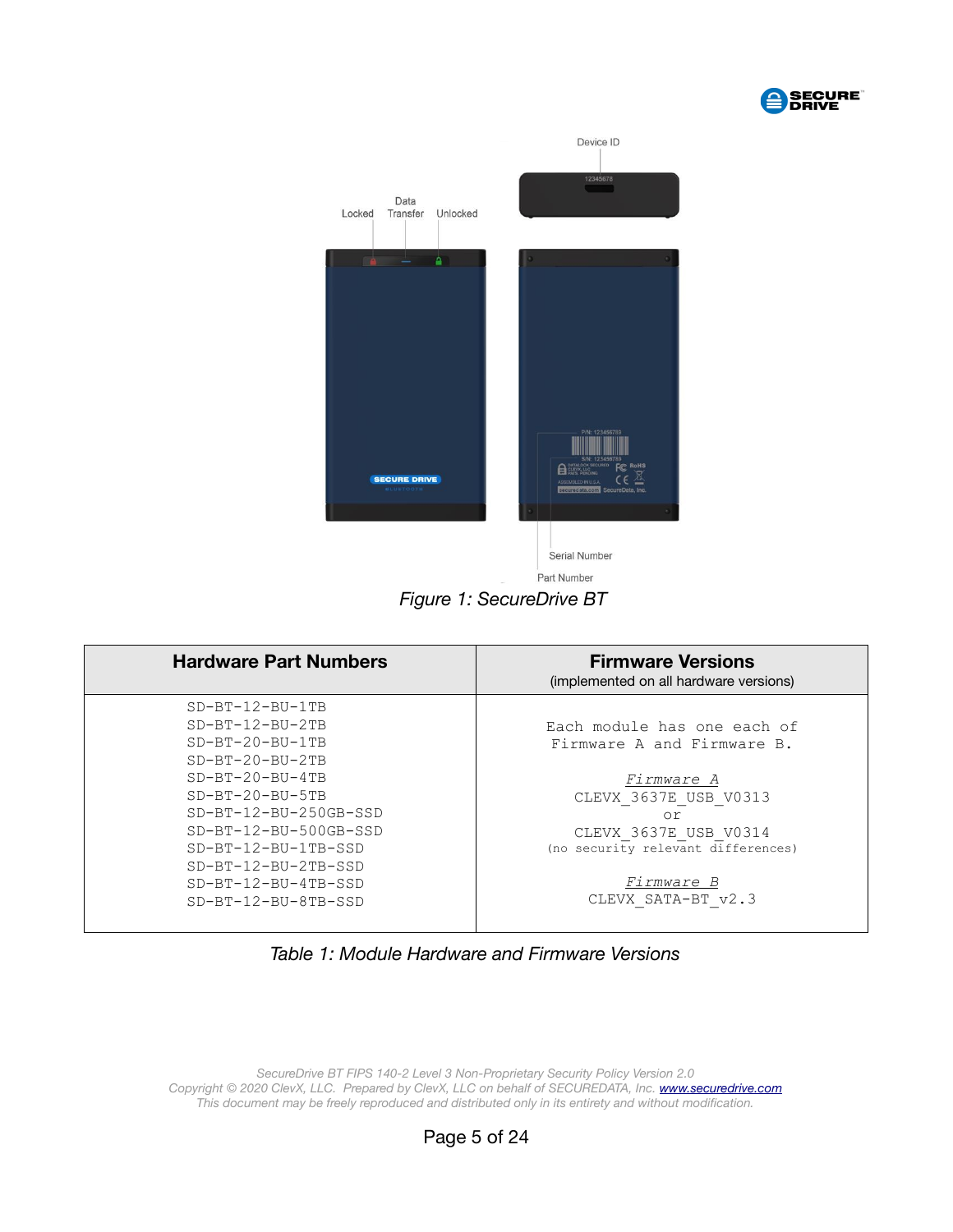Device ID

Locked

Data Transfer

Unlocked

Serial Number

Part Number

*Figure 1: SecureDrive BT*

| **Hardware Part Numbers** | **Firmware Versions** (implemented on all hardware versions) |
|---|---|
| SD-BT-12-BU-1TB<br>SD-BT-12-BU-2TB<br>SD-BT-20-BU-1TB<br>SD-BT-20-BU-2TB<br>SD-BT-20-BU-4TB<br>SD-BT-20-BU-5TB<br>SD-BT-12-BU-250GB-SSD<br>SD-BT-12-BU-500GB-SSD<br>SD-BT-12-BU-1TB-SSD<br>SD-BT-12-BU-2TB-SSD<br>SD-BT-12-BU-4TB-SSD<br>SD-BT-12-BU-8TB-SSD | Each module has one each of Firmware A and Firmware B.<br><br>*Firmware A*<br>CLEVX_3637E_USB_V0313<br>or<br>CLEVX_3637E_USB_V0314<br>(no security relevant differences)<br><br>*Firmware B*<br>CLEVX_SATA-BT_v2.3 |

*Table 1: Module Hardware and Firmware Versions*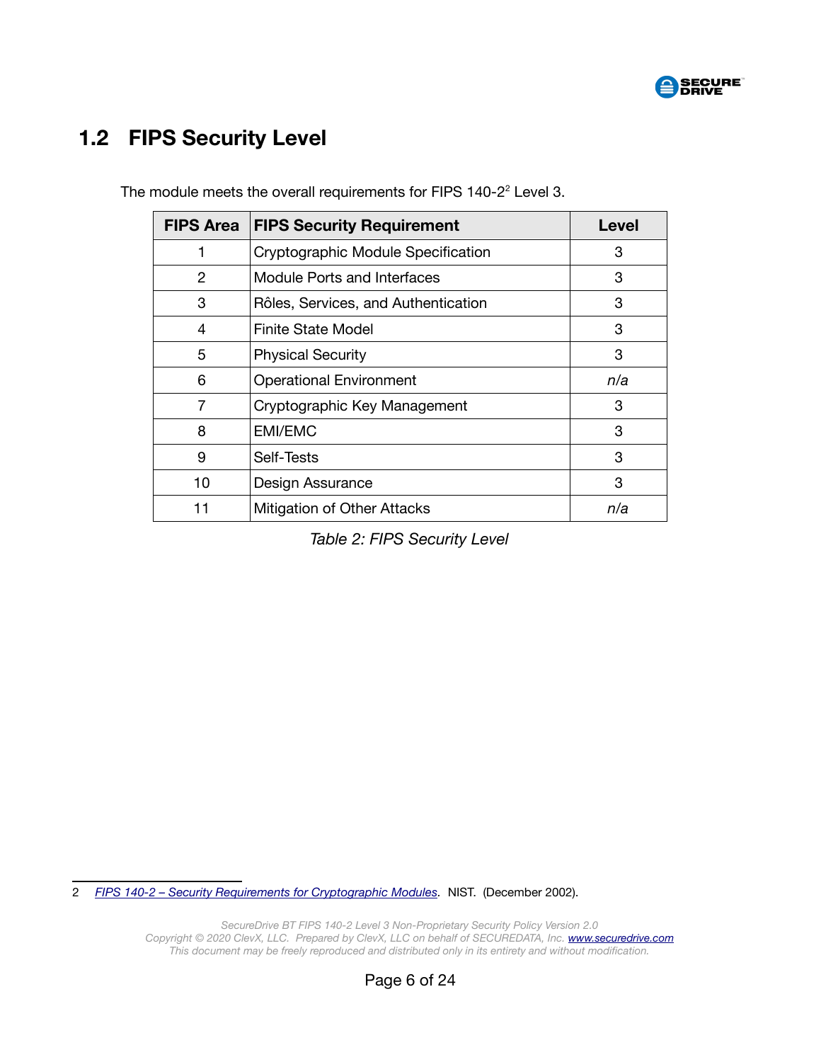## 1.2 FIPS Security Level

The module meets the overall requirements for FIPS 140-2[2] Level 3.

| FIPS Area | FIPS Security Requirement | Level |
|---|---|---|
| 1 | Cryptographic Module Specification | 3 |
| 2 | Module Ports and Interfaces | 3 |
| 3 | Rôles, Services, and Authentication | 3 |
| 4 | Finite State Model | 3 |
| 5 | Physical Security | 3 |
| 6 | Operational Environment | *n/a* |
| 7 | Cryptographic Key Management | 3 |
| 8 | EMI/EMC | 3 |
| 9 | Self-Tests | 3 |
| 10 | Design Assurance | 3 |
| 11 | Mitigation of Other Attacks | *n/a* |

*Table 2: FIPS Security Level*

2 *FIPS 140-2 – Security Requirements for Cryptographic Modules*. NIST. (December 2002).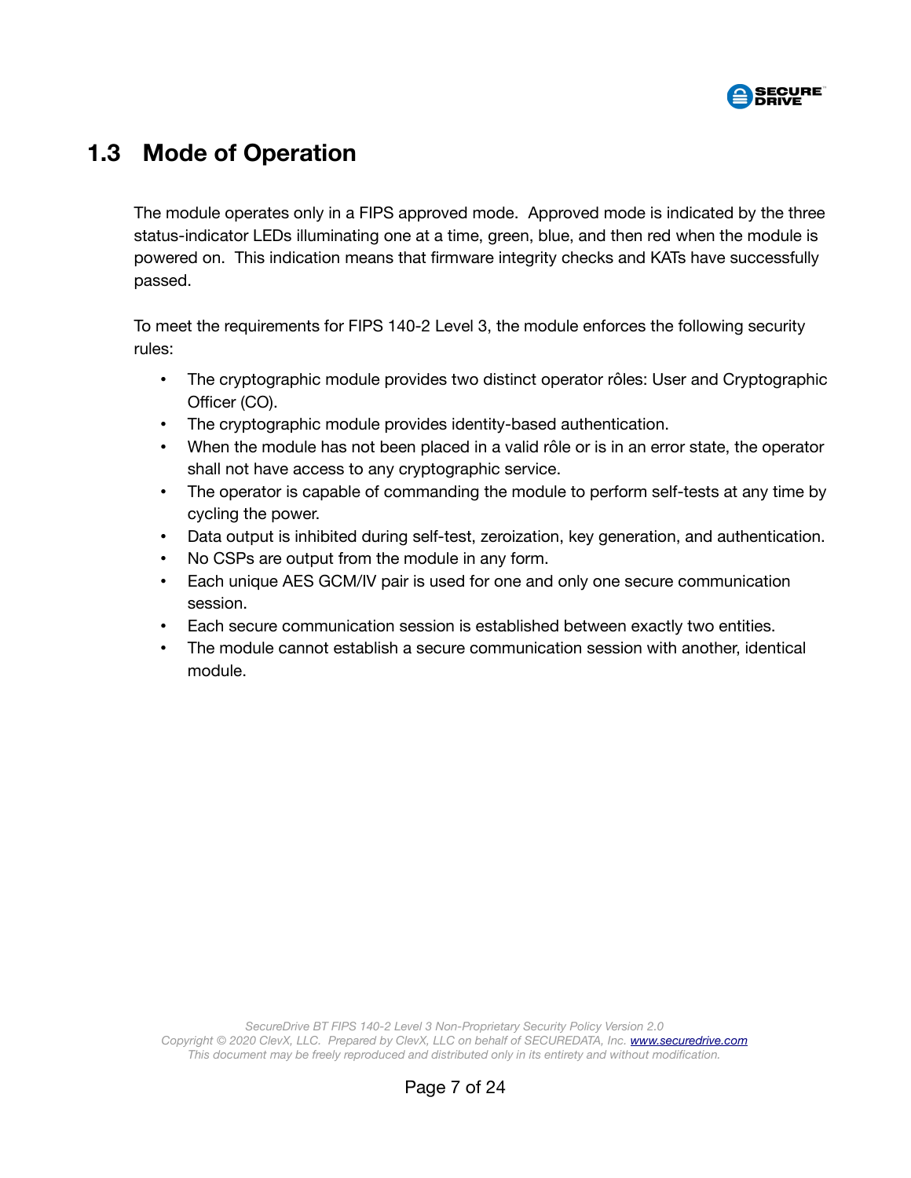## 1.3 Mode of Operation

The module operates only in a FIPS approved mode. Approved mode is indicated by the three status-indicator LEDs illuminating one at a time, green, blue, and then red when the module is powered on. This indication means that firmware integrity checks and KATs have successfully passed.

To meet the requirements for FIPS 140-2 Level 3, the module enforces the following security rules:

- The cryptographic module provides two distinct operator rôles: User and Cryptographic Officer (CO).
- The cryptographic module provides identity-based authentication.
- When the module has not been placed in a valid rôle or is in an error state, the operator shall not have access to any cryptographic service.
- The operator is capable of commanding the module to perform self-tests at any time by cycling the power.
- Data output is inhibited during self-test, zeroization, key generation, and authentication.
- No CSPs are output from the module in any form.
- Each unique AES GCM/IV pair is used for one and only one secure communication session.
- Each secure communication session is established between exactly two entities.
- The module cannot establish a secure communication session with another, identical module.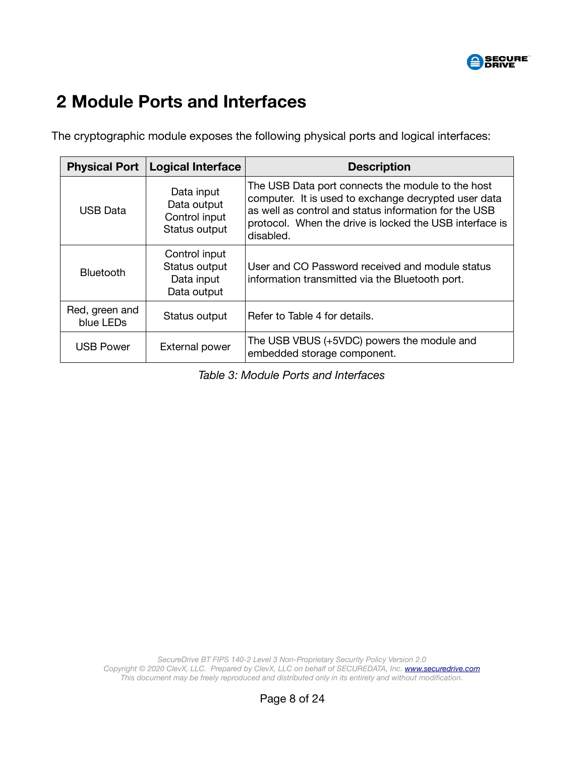# 2 Module Ports and Interfaces

The cryptographic module exposes the following physical ports and logical interfaces:

| Physical Port | Logical Interface | Description |
|---|---|---|
| USB Data | Data input<br>Data output<br>Control input<br>Status output | The USB Data port connects the module to the host computer. It is used to exchange decrypted user data as well as control and status information for the USB protocol. When the drive is locked the USB interface is disabled. |
| Bluetooth | Control input<br>Status output<br>Data input<br>Data output | User and CO Password received and module status information transmitted via the Bluetooth port. |
| Red, green and blue LEDs | Status output | Refer to Table 4 for details. |
| USB Power | External power | The USB VBUS (+5VDC) powers the module and embedded storage component. |

*Table 3: Module Ports and Interfaces*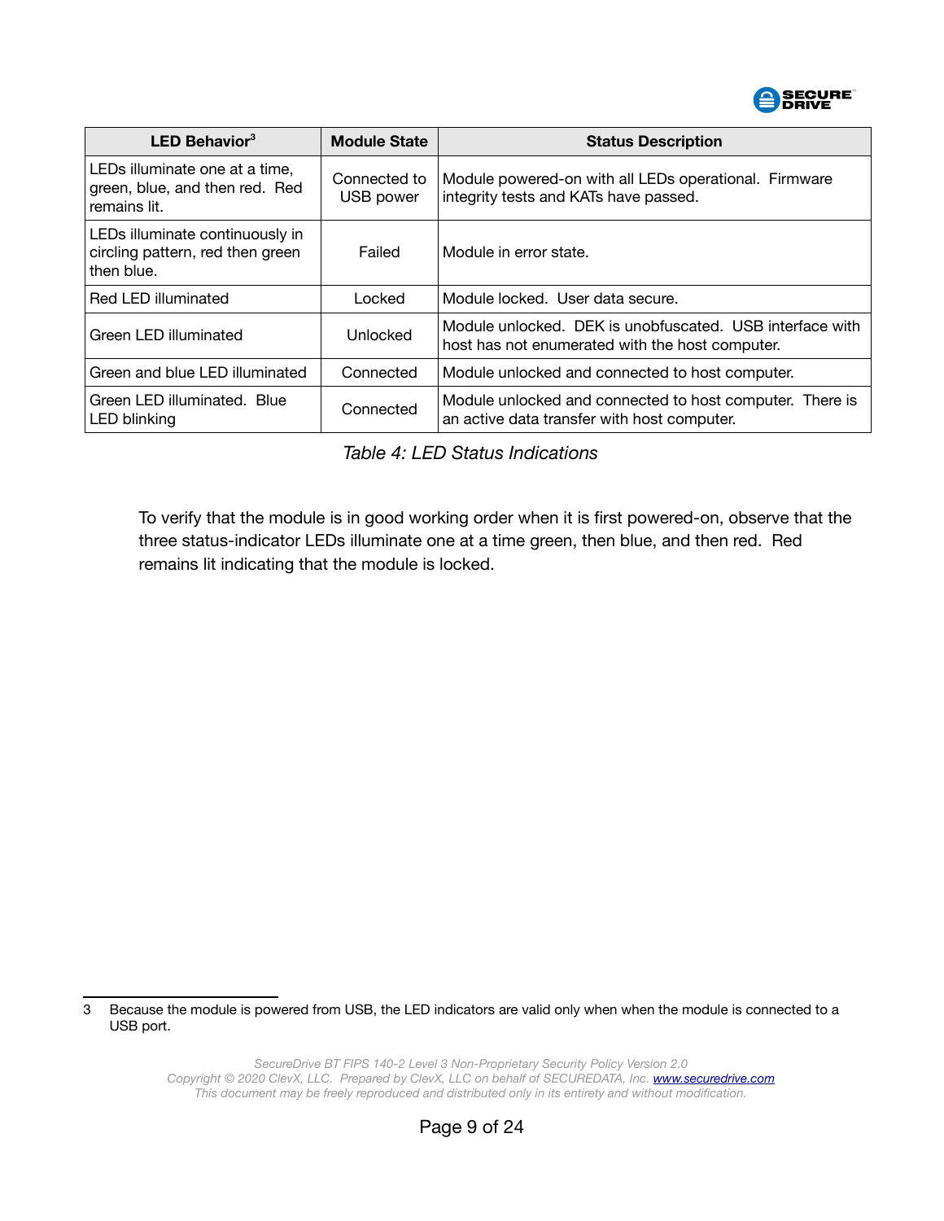| LED Behavior[3] | Module State | Status Description |
|---|---|---|
| LEDs illuminate one at a time, green, blue, and then red. Red remains lit. | Connected to USB power | Module powered-on with all LEDs operational. Firmware integrity tests and KATs have passed. |
| LEDs illuminate continuously in circling pattern, red then green then blue. | Failed | Module in error state. |
| Red LED illuminated | Locked | Module locked. User data secure. |
| Green LED illuminated | Unlocked | Module unlocked. DEK is unobfuscated. USB interface with host has not enumerated with the host computer. |
| Green and blue LED illuminated | Connected | Module unlocked and connected to host computer. |
| Green LED illuminated. Blue LED blinking | Connected | Module unlocked and connected to host computer. There is an active data transfer with host computer. |

*Table 4: LED Status Indications*

To verify that the module is in good working order when it is first powered-on, observe that the three status-indicator LEDs illuminate one at a time green, then blue, and then red. Red remains lit indicating that the module is locked.

3 Because the module is powered from USB, the LED indicators are valid only when when the module is connected to a USB port.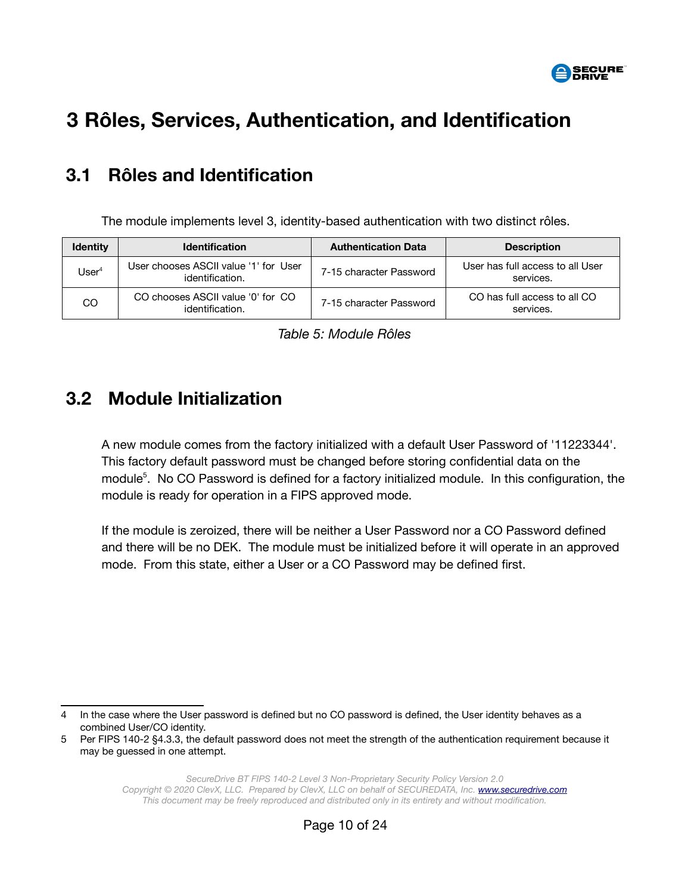# 3 Rôles, Services, Authentication, and Identification

## 3.1 Rôles and Identification

The module implements level 3, identity-based authentication with two distinct rôles.

| Identity | Identification | Authentication Data | Description |
|---|---|---|---|
| User[4] | User chooses ASCII value '1' for User identification. | 7-15 character Password | User has full access to all User services. |
| CO | CO chooses ASCII value '0' for CO identification. | 7-15 character Password | CO has full access to all CO services. |

*Table 5: Module Rôles*

## 3.2 Module Initialization

A new module comes from the factory initialized with a default User Password of '11223344'. This factory default password must be changed before storing confidential data on the module[5]. No CO Password is defined for a factory initialized module. In this configuration, the module is ready for operation in a FIPS approved mode.

If the module is zeroized, there will be neither a User Password nor a CO Password defined and there will be no DEK. The module must be initialized before it will operate in an approved mode. From this state, either a User or a CO Password may be defined first.

---

4 In the case where the User password is defined but no CO password is defined, the User identity behaves as a combined User/CO identity.

5 Per FIPS 140-2 §4.3.3, the default password does not meet the strength of the authentication requirement because it may be guessed in one attempt.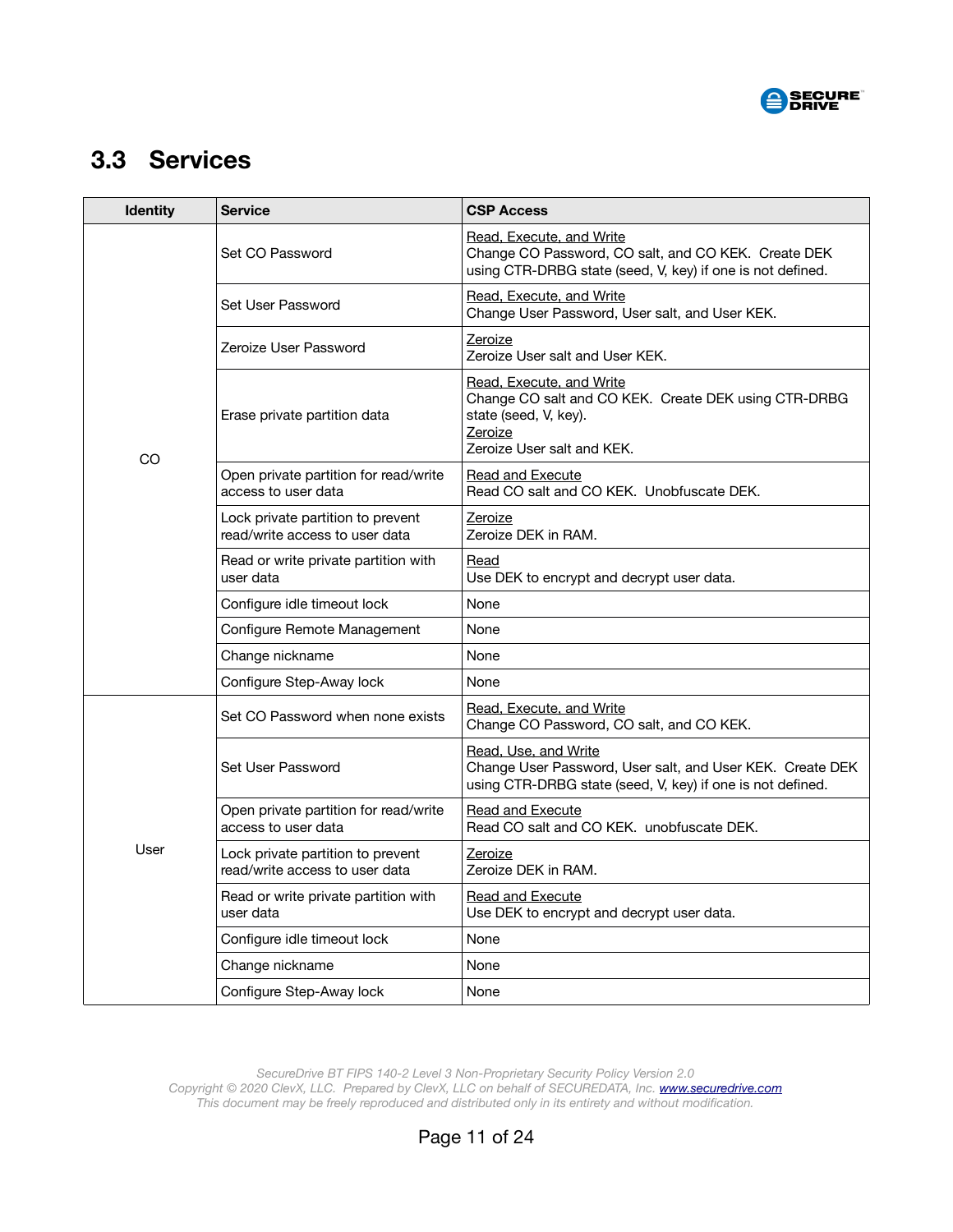## 3.3 Services

| Identity | Service | CSP Access |
|---|---|---|
| CO | Set CO Password | Read, Execute, and Write<br>Change CO Password, CO salt, and CO KEK. Create DEK using CTR-DRBG state (seed, V, key) if one is not defined. |
| | Set User Password | Read, Execute, and Write<br>Change User Password, User salt, and User KEK. |
| | Zeroize User Password | Zeroize<br>Zeroize User salt and User KEK. |
| | Erase private partition data | Read, Execute, and Write<br>Change CO salt and CO KEK. Create DEK using CTR-DRBG state (seed, V, key).<br>Zeroize<br>Zeroize User salt and KEK. |
| | Open private partition for read/write access to user data | Read and Execute<br>Read CO salt and CO KEK. Unobfuscate DEK. |
| | Lock private partition to prevent read/write access to user data | Zeroize<br>Zeroize DEK in RAM. |
| | Read or write private partition with user data | Read<br>Use DEK to encrypt and decrypt user data. |
| | Configure idle timeout lock | None |
| | Configure Remote Management | None |
| | Change nickname | None |
| | Configure Step-Away lock | None |
| User | Set CO Password when none exists | Read, Execute, and Write<br>Change CO Password, CO salt, and CO KEK. |
| | Set User Password | Read, Use, and Write<br>Change User Password, User salt, and User KEK. Create DEK using CTR-DRBG state (seed, V, key) if one is not defined. |
| | Open private partition for read/write access to user data | Read and Execute<br>Read CO salt and CO KEK. unobfuscate DEK. |
| | Lock private partition to prevent read/write access to user data | Zeroize<br>Zeroize DEK in RAM. |
| | Read or write private partition with user data | Read and Execute<br>Use DEK to encrypt and decrypt user data. |
| | Configure idle timeout lock | None |
| | Change nickname | None |
| | Configure Step-Away lock | None |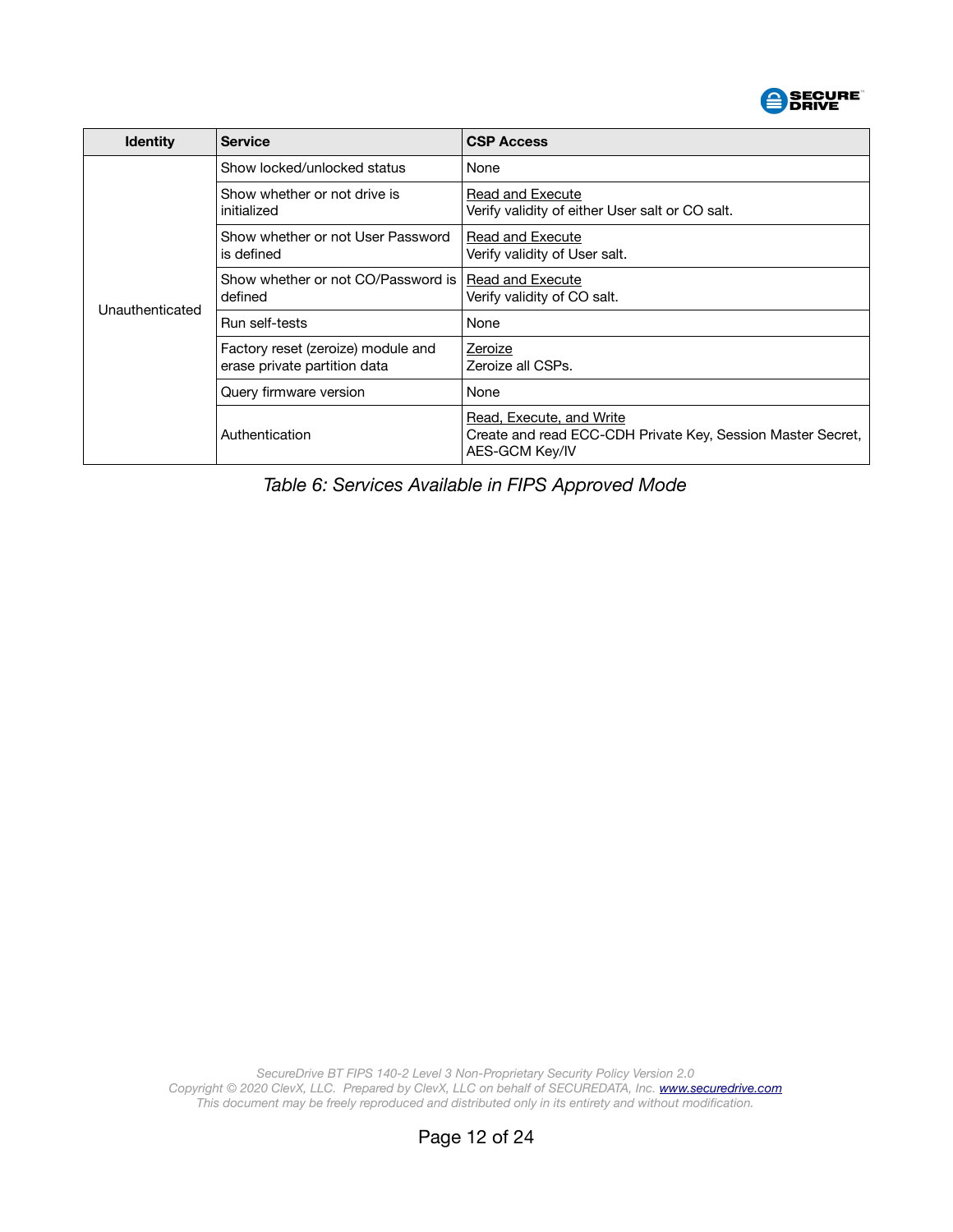| Identity | Service | CSP Access |
|---|---|---|
| Unauthenticated | Show locked/unlocked status | None |
| | Show whether or not drive is initialized | Read and Execute<br>Verify validity of either User salt or CO salt. |
| | Show whether or not User Password is defined | Read and Execute<br>Verify validity of User salt. |
| | Show whether or not CO/Password is defined | Read and Execute<br>Verify validity of CO salt. |
| | Run self-tests | None |
| | Factory reset (zeroize) module and erase private partition data | Zeroize<br>Zeroize all CSPs. |
| | Query firmware version | None |
| | Authentication | Read, Execute, and Write<br>Create and read ECC-CDH Private Key, Session Master Secret, AES-GCM Key/IV |

*Table 6: Services Available in FIPS Approved Mode*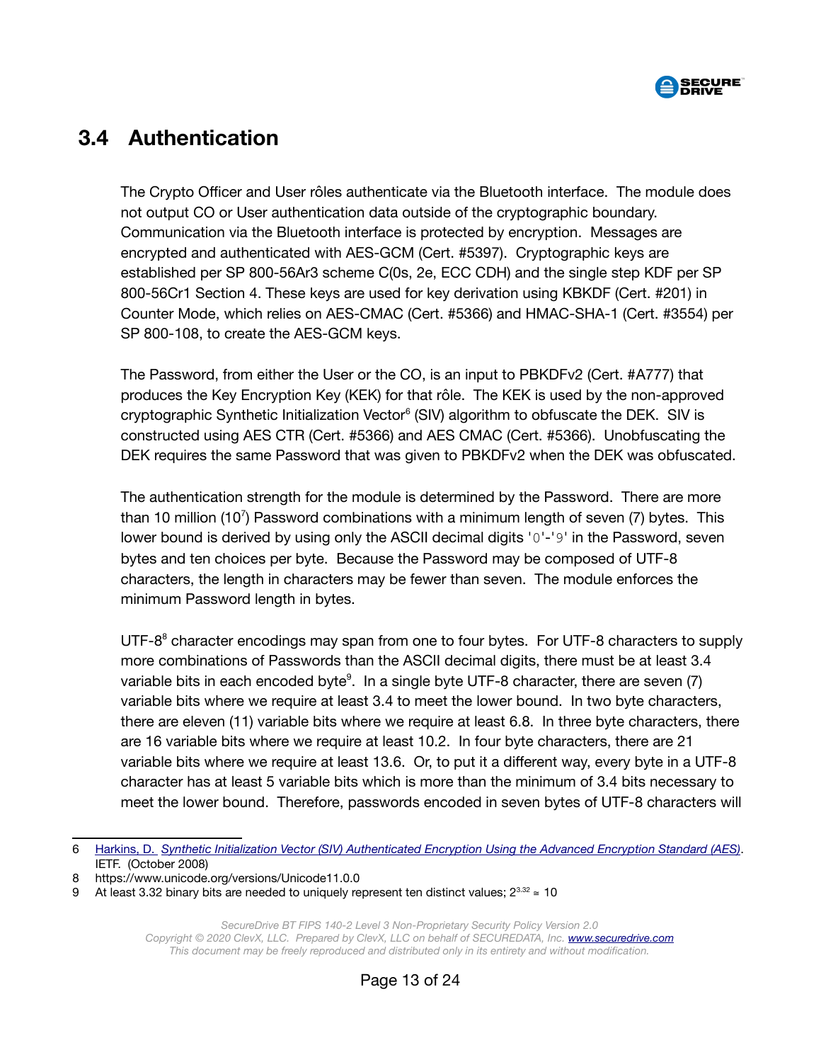## 3.4 Authentication

The Crypto Officer and User rôles authenticate via the Bluetooth interface. The module does not output CO or User authentication data outside of the cryptographic boundary. Communication via the Bluetooth interface is protected by encryption. Messages are encrypted and authenticated with AES-GCM (Cert. #5397). Cryptographic keys are established per SP 800-56Ar3 scheme C(0s, 2e, ECC CDH) and the single step KDF per SP 800-56Cr1 Section 4. These keys are used for key derivation using KBKDF (Cert. #201) in Counter Mode, which relies on AES-CMAC (Cert. #5366) and HMAC-SHA-1 (Cert. #3554) per SP 800-108, to create the AES-GCM keys.

The Password, from either the User or the CO, is an input to PBKDFv2 (Cert. #A777) that produces the Key Encryption Key (KEK) for that rôle. The KEK is used by the non-approved cryptographic Synthetic Initialization Vector[6] (SIV) algorithm to obfuscate the DEK. SIV is constructed using AES CTR (Cert. #5366) and AES CMAC (Cert. #5366). Unobfuscating the DEK requires the same Password that was given to PBKDFv2 when the DEK was obfuscated.

The authentication strength for the module is determined by the Password. There are more than 10 million ($10^7$) Password combinations with a minimum length of seven (7) bytes. This lower bound is derived by using only the ASCII decimal digits `'0'-'9'` in the Password, seven bytes and ten choices per byte. Because the Password may be composed of UTF-8 characters, the length in characters may be fewer than seven. The module enforces the minimum Password length in bytes.

UTF-8[8] character encodings may span from one to four bytes. For UTF-8 characters to supply more combinations of Passwords than the ASCII decimal digits, there must be at least 3.4 variable bits in each encoded byte[9]. In a single byte UTF-8 character, there are seven (7) variable bits where we require at least 3.4 to meet the lower bound. In two byte characters, there are eleven (11) variable bits where we require at least 6.8. In three byte characters, there are 16 variable bits where we require at least 10.2. In four byte characters, there are 21 variable bits where we require at least 13.6. Or, to put it a different way, every byte in a UTF-8 character has at least 5 variable bits which is more than the minimum of 3.4 bits necessary to meet the lower bound. Therefore, passwords encoded in seven bytes of UTF-8 characters will

---

6 Harkins, D. *Synthetic Initialization Vector (SIV) Authenticated Encryption Using the Advanced Encryption Standard (AES)*. IETF. (October 2008)

8 https://www.unicode.org/versions/Unicode11.0.0

9 At least 3.32 binary bits are needed to uniquely represent ten distinct values; $2^{3.32} \cong 10$

SecureDrive BT FIPS 140-2 Level 3 Non-Proprietary Security Policy Version 2.0
Copyright © 2020 ClevX, LLC. Prepared by ClevX, LLC on behalf of SECUREDATA, Inc. www.securedrive.com
This document may be freely reproduced and distributed only in its entirety and without modification.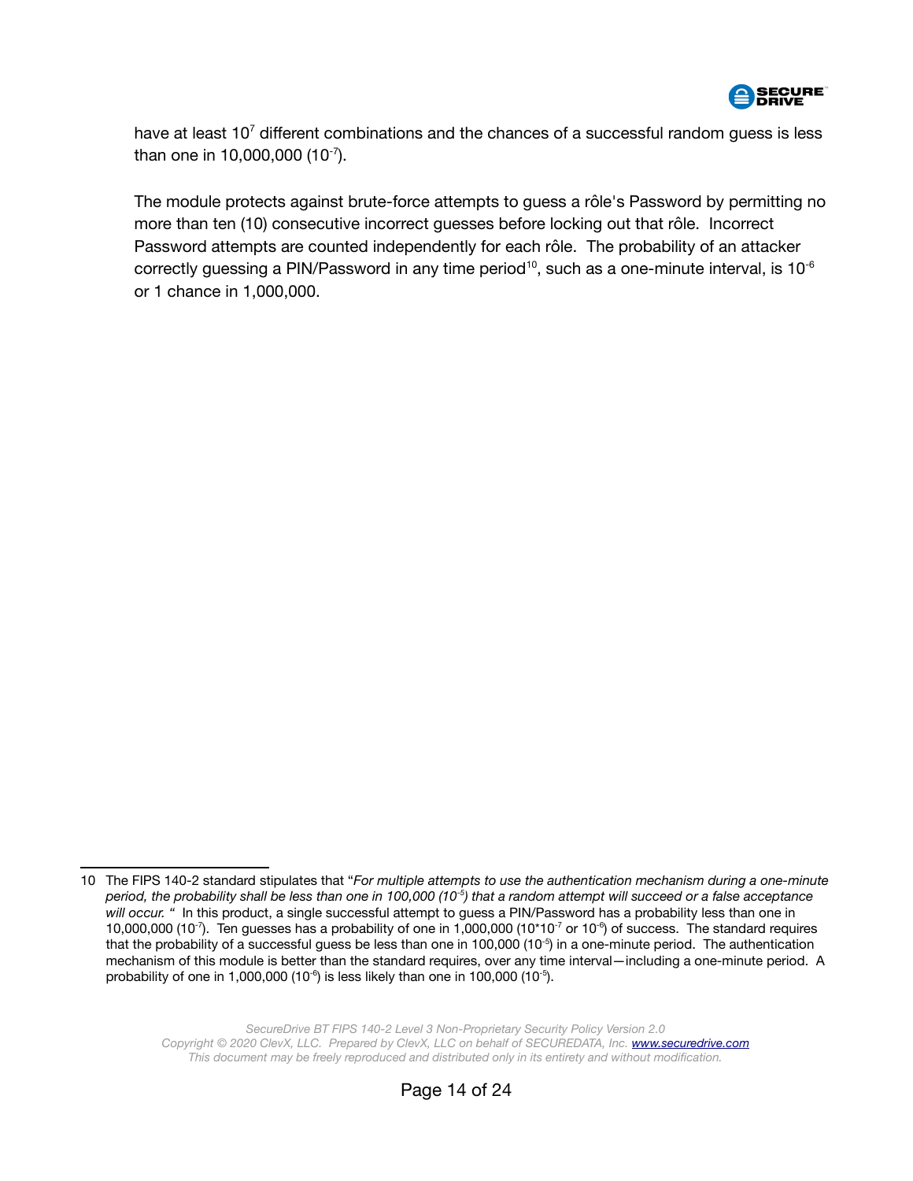have at least $10^7$ different combinations and the chances of a successful random guess is less than one in 10,000,000 ($10^{-7}$).

The module protects against brute-force attempts to guess a rôle's Password by permitting no more than ten (10) consecutive incorrect guesses before locking out that rôle. Incorrect Password attempts are counted independently for each rôle. The probability of an attacker correctly guessing a PIN/Password in any time period[10], such as a one-minute interval, is $10^{-6}$ or 1 chance in 1,000,000.

---

10 The FIPS 140-2 standard stipulates that "*For multiple attempts to use the authentication mechanism during a one-minute period, the probability shall be less than one in 100,000 ($10^{-5}$) that a random attempt will succeed or a false acceptance will occur.* " In this product, a single successful attempt to guess a PIN/Password has a probability less than one in 10,000,000 ($10^{-7}$). Ten guesses has a probability of one in 1,000,000 ($10*10^{-7}$ or $10^{-6}$) of success. The standard requires that the probability of a successful guess be less than one in 100,000 ($10^{-5}$) in a one-minute period. The authentication mechanism of this module is better than the standard requires, over any time interval—including a one-minute period. A probability of one in 1,000,000 ($10^{-6}$) is less likely than one in 100,000 ($10^{-5}$).

*SecureDrive BT FIPS 140-2 Level 3 Non-Proprietary Security Policy Version 2.0*
*Copyright © 2020 ClevX, LLC. Prepared by ClevX, LLC on behalf of SECUREDATA, Inc. [www.securedrive.com](http://www.securedrive.com)*
*This document may be freely reproduced and distributed only in its entirety and without modification.*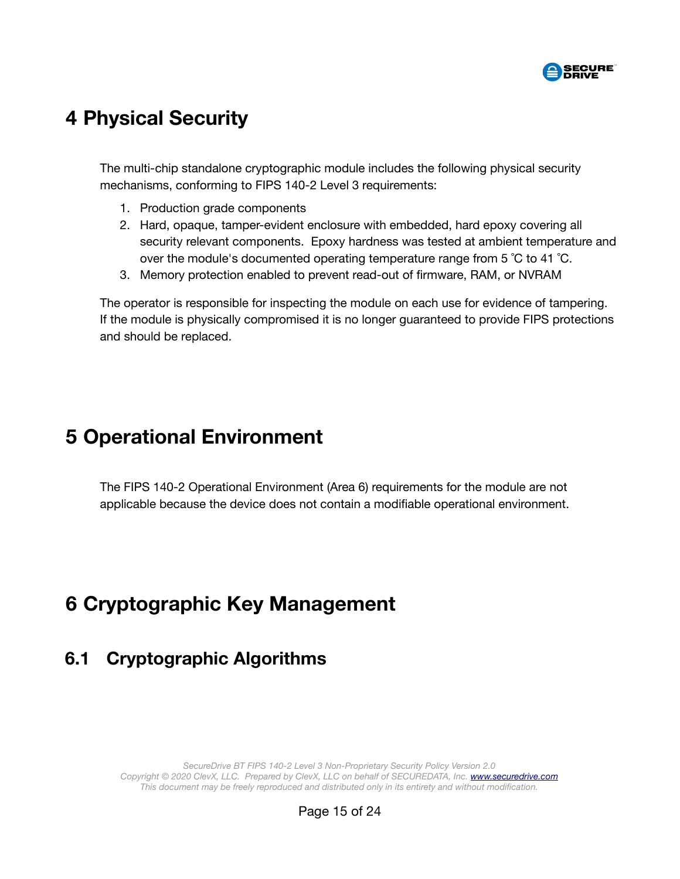# 4 Physical Security

The multi-chip standalone cryptographic module includes the following physical security mechanisms, conforming to FIPS 140-2 Level 3 requirements:

1. Production grade components
2. Hard, opaque, tamper-evident enclosure with embedded, hard epoxy covering all security relevant components. Epoxy hardness was tested at ambient temperature and over the module's documented operating temperature range from 5 ˚C to 41 ˚C.
3. Memory protection enabled to prevent read-out of firmware, RAM, or NVRAM

The operator is responsible for inspecting the module on each use for evidence of tampering. If the module is physically compromised it is no longer guaranteed to provide FIPS protections and should be replaced.

# 5 Operational Environment

The FIPS 140-2 Operational Environment (Area 6) requirements for the module are not applicable because the device does not contain a modifiable operational environment.

# 6 Cryptographic Key Management

## 6.1 Cryptographic Algorithms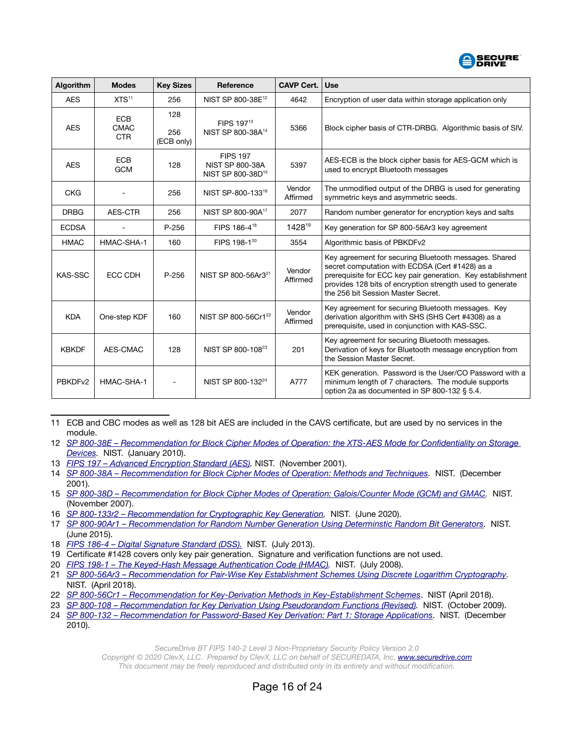| Algorithm | Modes | Key Sizes | Reference | CAVP Cert. | Use |
|---|---|---|---|---|---|
| AES | XTS[11] | 256 | NIST SP 800-38E[12] | 4642 | Encryption of user data within storage application only |
| AES | ECB CMAC CTR | 128 256 (ECB only) | FIPS 197[13] NIST SP 800-38A[14] | 5366 | Block cipher basis of CTR-DRBG. Algorithmic basis of SIV. |
| AES | ECB GCM | 128 | FIPS 197 NIST SP 800-38A NIST SP 800-38D[15] | 5397 | AES-ECB is the block cipher basis for AES-GCM which is used to encrypt Bluetooth messages |
| CKG | - | 256 | NIST SP-800-133[16] | Vendor Affirmed | The unmodified output of the DRBG is used for generating symmetric keys and asymmetric seeds. |
| DRBG | AES-CTR | 256 | NIST SP 800-90A[17] | 2077 | Random number generator for encryption keys and salts |
| ECDSA | - | P-256 | FIPS 186-4[18] | 1428[19] | Key generation for SP 800-56Ar3 key agreement |
| HMAC | HMAC-SHA-1 | 160 | FIPS 198-1[20] | 3554 | Algorithmic basis of PBKDFv2 |
| KAS-SSC | ECC CDH | P-256 | NIST SP 800-56Ar3[21] | Vendor Affirmed | Key agreement for securing Bluetooth messages. Shared secret computation with ECDSA (Cert #1428) as a prerequisite for ECC key pair generation. Key establishment provides 128 bits of encryption strength used to generate the 256 bit Session Master Secret. |
| KDA | One-step KDF | 160 | NIST SP 800-56Cr1[22] | Vendor Affirmed | Key agreement for securing Bluetooth messages. Key derivation algorithm with SHS (SHS Cert #4308) as a prerequisite, used in conjunction with KAS-SSC. |
| KBKDF | AES-CMAC | 128 | NIST SP 800-108[23] | 201 | Key agreement for securing Bluetooth messages. Derivation of keys for Bluetooth message encryption from the Session Master Secret. |
| PBKDFv2 | HMAC-SHA-1 | - | NIST SP 800-132[24] | A777 | KEK generation. Password is the User/CO Password with a minimum length of 7 characters. The module supports option 2a as documented in SP 800-132 § 5.4. |

11 ECB and CBC modes as well as 128 bit AES are included in the CAVS certificate, but are used by no services in the module.

12 *SP 800-38E – Recommendation for Block Cipher Modes of Operation: the XTS-AES Mode for Confidentiality on Storage Devices*. NIST. (January 2010).

13 *FIPS 197 – Advanced Encryption Standard (AES)*. NIST. (November 2001).

14 *SP 800-38A – Recommendation for Block Cipher Modes of Operation: Methods and Techniques*. NIST. (December 2001).

15 *SP 800-38D – Recommendation for Block Cipher Modes of Operation: Galois/Counter Mode (GCM) and GMAC*. NIST. (November 2007).

16 *SP 800-133r2 – Recommendation for Cryptographic Key Generation*. NIST. (June 2020).

17 *SP 800-90Ar1 – Recommendation for Random Number Generation Using Determinstic Random Bit Generators*. NIST. (June 2015).

18 *FIPS 186-4 – Digital Signature Standard (DSS)*. NIST. (July 2013).

19 Certificate #1428 covers only key pair generation. Signature and verification functions are not used.

20 *FIPS 198-1 – The Keyed-Hash Message Authentication Code (HMAC)*. NIST. (July 2008).

21 *SP 800-56Ar3 – Recommendation for Pair-Wise Key Establishment Schemes Using Discrete Logarithm Cryptography*. NIST. (April 2018).

22 *SP 800-56Cr1 – Recommendation for Key-Derivation Methods in Key-Establishment Schemes*. NIST (April 2018).

23 *SP 800-108 – Recommendation for Key Derivation Using Pseudorandom Functions (Revised)*. NIST. (October 2009).

24 *SP 800-132 – Recommendation for Password-Based Key Derivation: Part 1: Storage Applications*. NIST. (December 2010).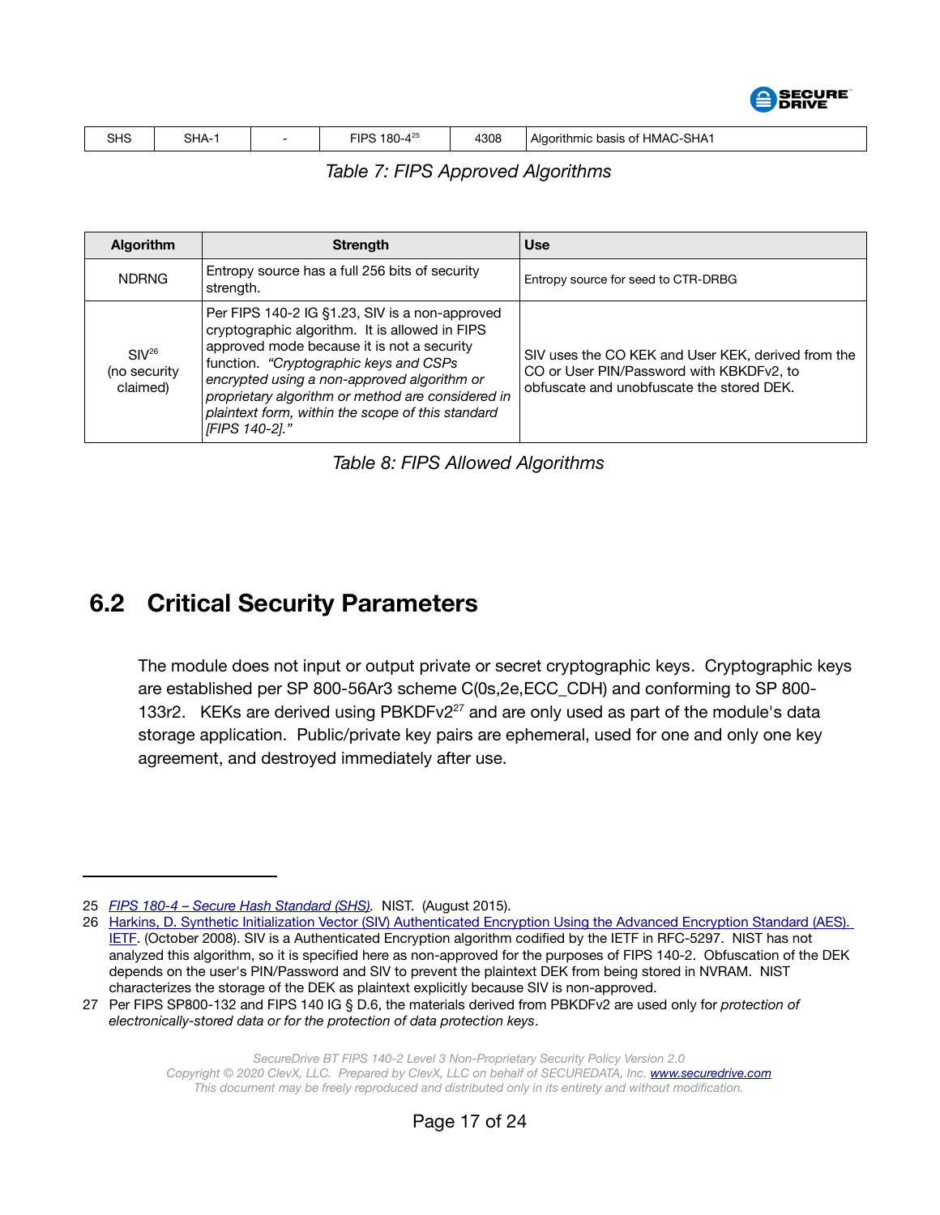| SHS | SHA-1 | - | FIPS 180-4[25] | 4308 | Algorithmic basis of HMAC-SHA1 |
|---|---|---|---|---|---|

*Table 7: FIPS Approved Algorithms*

| Algorithm | Strength | Use |
|---|---|---|
| NDRNG | Entropy source has a full 256 bits of security strength. | Entropy source for seed to CTR-DRBG |
| SIV[26] (no security claimed) | Per FIPS 140-2 IG §1.23, SIV is a non-approved cryptographic algorithm. It is allowed in FIPS approved mode because it is not a security function. *"Cryptographic keys and CSPs encrypted using a non-approved algorithm or proprietary algorithm or method are considered in plaintext form, within the scope of this standard [FIPS 140-2]."* | SIV uses the CO KEK and User KEK, derived from the CO or User PIN/Password with KBKDFv2, to obfuscate and unobfuscate the stored DEK. |

*Table 8: FIPS Allowed Algorithms*

## 6.2 Critical Security Parameters

The module does not input or output private or secret cryptographic keys. Cryptographic keys are established per SP 800-56Ar3 scheme C(0s,2e,ECC_CDH) and conforming to SP 800-133r2. KEKs are derived using PBKDFv2[27] and are only used as part of the module's data storage application. Public/private key pairs are ephemeral, used for one and only one key agreement, and destroyed immediately after use.

---

25 *FIPS 180-4 – Secure Hash Standard (SHS).* NIST. (August 2015).

26 Harkins, D. Synthetic Initialization Vector (SIV) Authenticated Encryption Using the Advanced Encryption Standard (AES). IETF. (October 2008). SIV is a Authenticated Encryption algorithm codified by the IETF in RFC-5297. NIST has not analyzed this algorithm, so it is specified here as non-approved for the purposes of FIPS 140-2. Obfuscation of the DEK depends on the user's PIN/Password and SIV to prevent the plaintext DEK from being stored in NVRAM. NIST characterizes the storage of the DEK as plaintext explicitly because SIV is non-approved.

27 Per FIPS SP800-132 and FIPS 140 IG § D.6, the materials derived from PBKDFv2 are used only for *protection of electronically-stored data or for the protection of data protection keys*.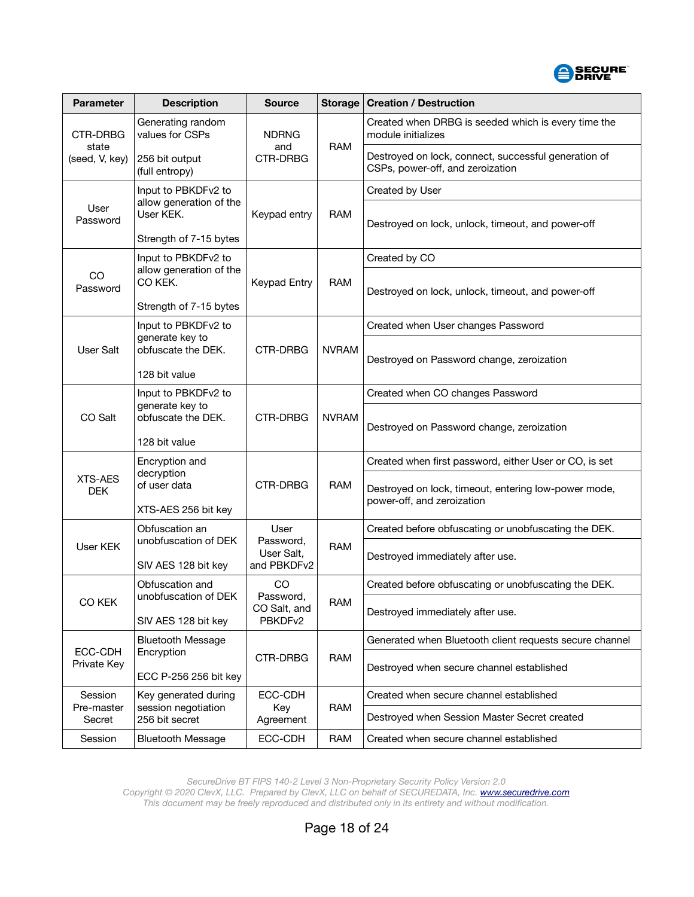| Parameter | Description | Source | Storage | Creation / Destruction |
|---|---|---|---|---|
| CTR-DRBG state (seed, V, key) | Generating random values for CSPs<br><br>256 bit output (full entropy) | NDRNG and CTR-DRBG | RAM | Created when DRBG is seeded which is every time the module initializes<br><br>Destroyed on lock, connect, successful generation of CSPs, power-off, and zeroization |
| User Password | Input to PBKDFv2 to allow generation of the User KEK.<br><br>Strength of 7-15 bytes | Keypad entry | RAM | Created by User<br><br>Destroyed on lock, unlock, timeout, and power-off |
| CO Password | Input to PBKDFv2 to allow generation of the CO KEK.<br><br>Strength of 7-15 bytes | Keypad Entry | RAM | Created by CO<br><br>Destroyed on lock, unlock, timeout, and power-off |
| User Salt | Input to PBKDFv2 to generate key to obfuscate the DEK.<br><br>128 bit value | CTR-DRBG | NVRAM | Created when User changes Password<br><br>Destroyed on Password change, zeroization |
| CO Salt | Input to PBKDFv2 to generate key to obfuscate the DEK.<br><br>128 bit value | CTR-DRBG | NVRAM | Created when CO changes Password<br><br>Destroyed on Password change, zeroization |
| XTS-AES DEK | Encryption and decryption of user data<br><br>XTS-AES 256 bit key | CTR-DRBG | RAM | Created when first password, either User or CO, is set<br><br>Destroyed on lock, timeout, entering low-power mode, power-off, and zeroization |
| User KEK | Obfuscation an unobfuscation of DEK<br><br>SIV AES 128 bit key | User Password, User Salt, and PBKDFv2 | RAM | Created before obfuscating or unobfuscating the DEK.<br><br>Destroyed immediately after use. |
| CO KEK | Obfuscation and unobfuscation of DEK<br><br>SIV AES 128 bit key | CO Password, CO Salt, and PBKDFv2 | RAM | Created before obfuscating or unobfuscating the DEK.<br><br>Destroyed immediately after use. |
| ECC-CDH Private Key | Bluetooth Message Encryption<br><br>ECC P-256 256 bit key | CTR-DRBG | RAM | Generated when Bluetooth client requests secure channel<br><br>Destroyed when secure channel established |
| Session Pre-master Secret | Key generated during session negotiation 256 bit secret | ECC-CDH Key Agreement | RAM | Created when secure channel established<br><br>Destroyed when Session Master Secret created |
| Session | Bluetooth Message | ECC-CDH | RAM | Created when secure channel established |

SecureDrive BT FIPS 140-2 Level 3 Non-Proprietary Security Policy Version 2.0
Copyright © 2020 ClevX, LLC. Prepared by ClevX, LLC on behalf of SECUREDATA, Inc. www.securedrive.com
This document may be freely reproduced and distributed only in its entirety and without modification.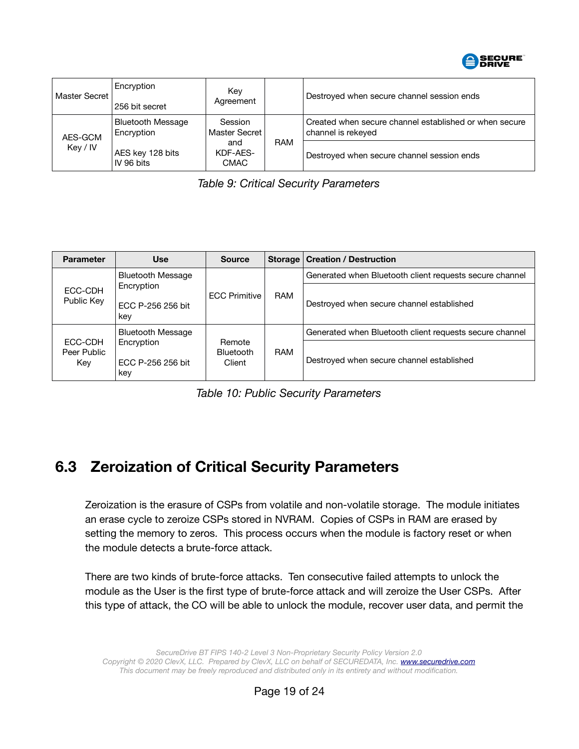| | | | | |
|---|---|---|---|---|
| Master Secret | Encryption<br><br>256 bit secret | Key Agreement | | Destroyed when secure channel session ends |
| AES-GCM Key / IV | Bluetooth Message Encryption<br><br>AES key 128 bits<br>IV 96 bits | Session Master Secret and KDF-AES-CMAC | RAM | Created when secure channel established or when secure channel is rekeyed<br><br>Destroyed when secure channel session ends |

*Table 9: Critical Security Parameters*

| Parameter | Use | Source | Storage | Creation / Destruction |
|---|---|---|---|---|
| ECC-CDH Public Key | Bluetooth Message Encryption<br><br>ECC P-256 256 bit key | ECC Primitive | RAM | Generated when Bluetooth client requests secure channel<br><br>Destroyed when secure channel established |
| ECC-CDH Peer Public Key | Bluetooth Message Encryption<br><br>ECC P-256 256 bit key | Remote Bluetooth Client | RAM | Generated when Bluetooth client requests secure channel<br><br>Destroyed when secure channel established |

*Table 10: Public Security Parameters*

## 6.3 Zeroization of Critical Security Parameters

Zeroization is the erasure of CSPs from volatile and non-volatile storage. The module initiates an erase cycle to zeroize CSPs stored in NVRAM. Copies of CSPs in RAM are erased by setting the memory to zeros. This process occurs when the module is factory reset or when the module detects a brute-force attack.

There are two kinds of brute-force attacks. Ten consecutive failed attempts to unlock the module as the User is the first type of brute-force attack and will zeroize the User CSPs. After this type of attack, the CO will be able to unlock the module, recover user data, and permit the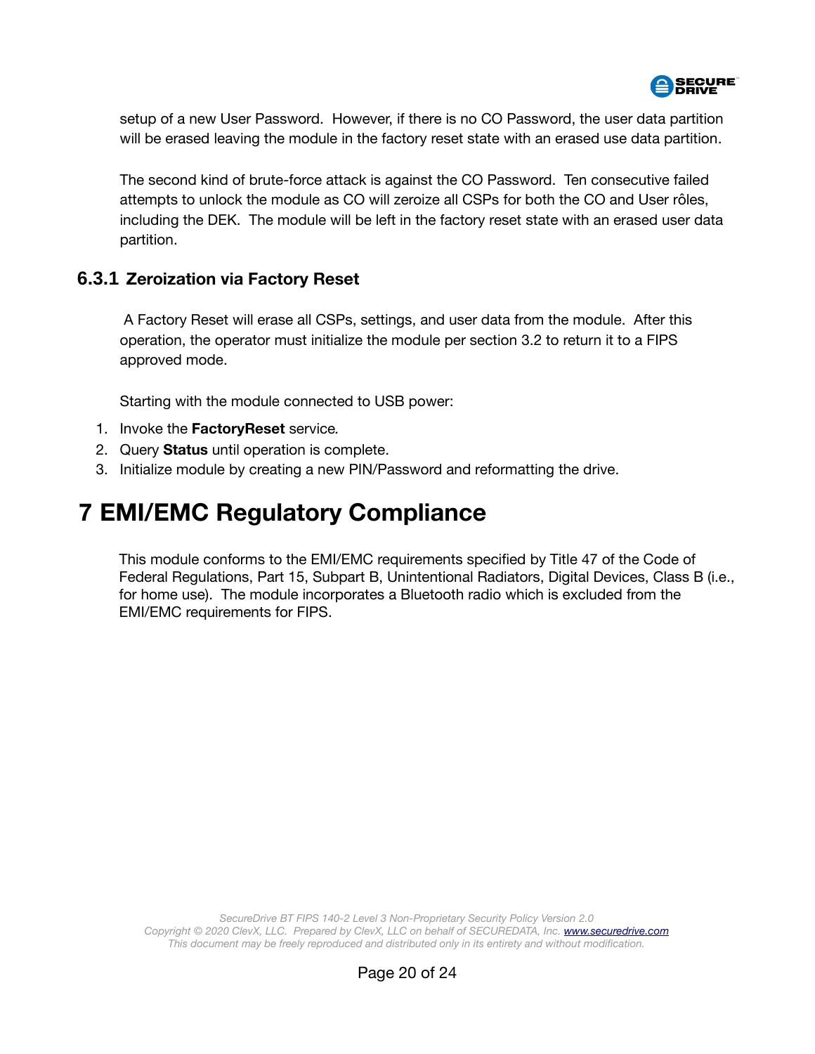setup of a new User Password. However, if there is no CO Password, the user data partition will be erased leaving the module in the factory reset state with an erased use data partition.

The second kind of brute-force attack is against the CO Password. Ten consecutive failed attempts to unlock the module as CO will zeroize all CSPs for both the CO and User rôles, including the DEK. The module will be left in the factory reset state with an erased user data partition.

### 6.3.1 Zeroization via Factory Reset

A Factory Reset will erase all CSPs, settings, and user data from the module. After this operation, the operator must initialize the module per section 3.2 to return it to a FIPS approved mode.

Starting with the module connected to USB power:

1. Invoke the **FactoryReset** service.
2. Query **Status** until operation is complete.
3. Initialize module by creating a new PIN/Password and reformatting the drive.

# 7 EMI/EMC Regulatory Compliance

This module conforms to the EMI/EMC requirements specified by Title 47 of the Code of Federal Regulations, Part 15, Subpart B, Unintentional Radiators, Digital Devices, Class B (i.e., for home use). The module incorporates a Bluetooth radio which is excluded from the EMI/EMC requirements for FIPS.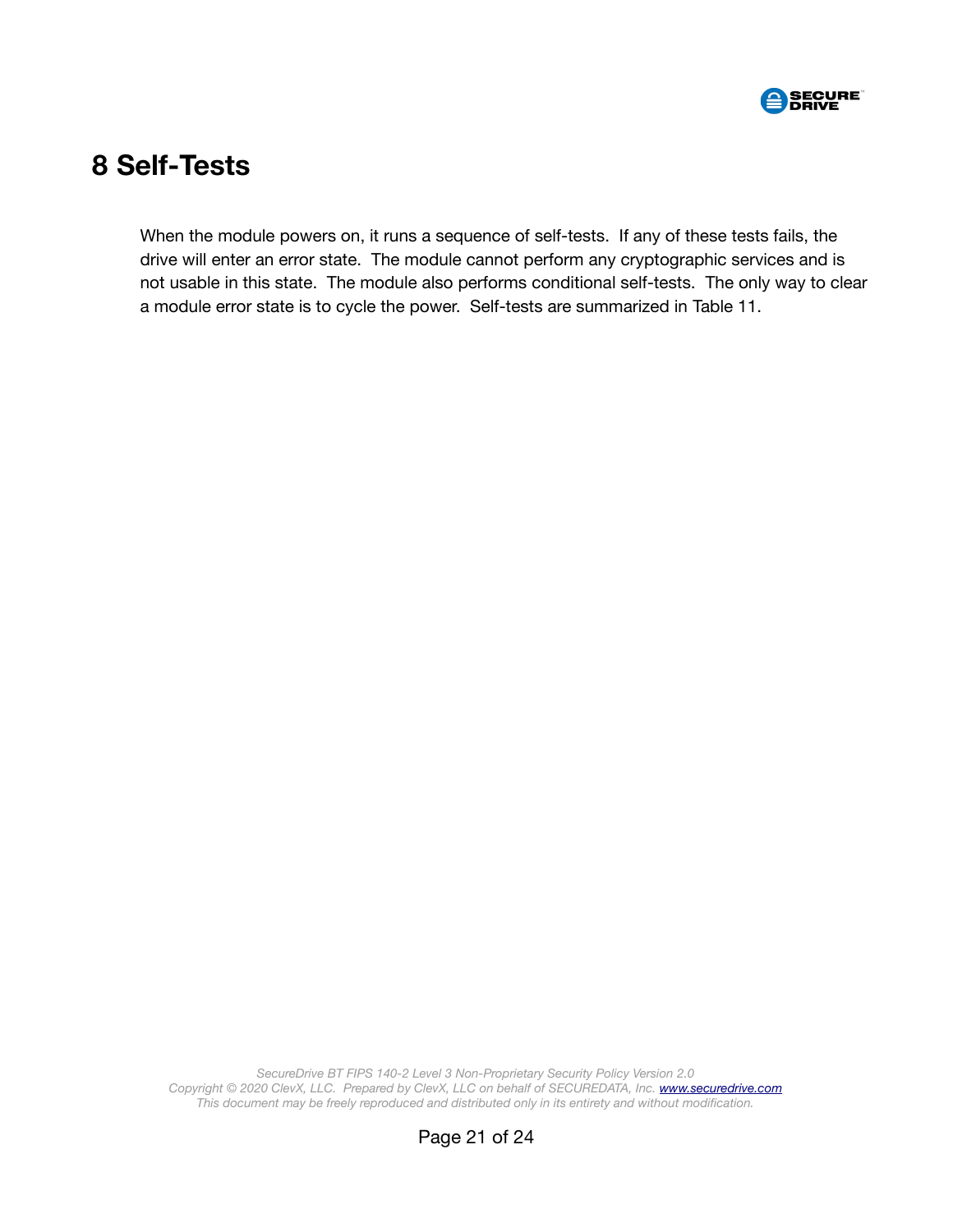# 8 Self-Tests

When the module powers on, it runs a sequence of self-tests. If any of these tests fails, the drive will enter an error state. The module cannot perform any cryptographic services and is not usable in this state. The module also performs conditional self-tests. The only way to clear a module error state is to cycle the power. Self-tests are summarized in Table 11.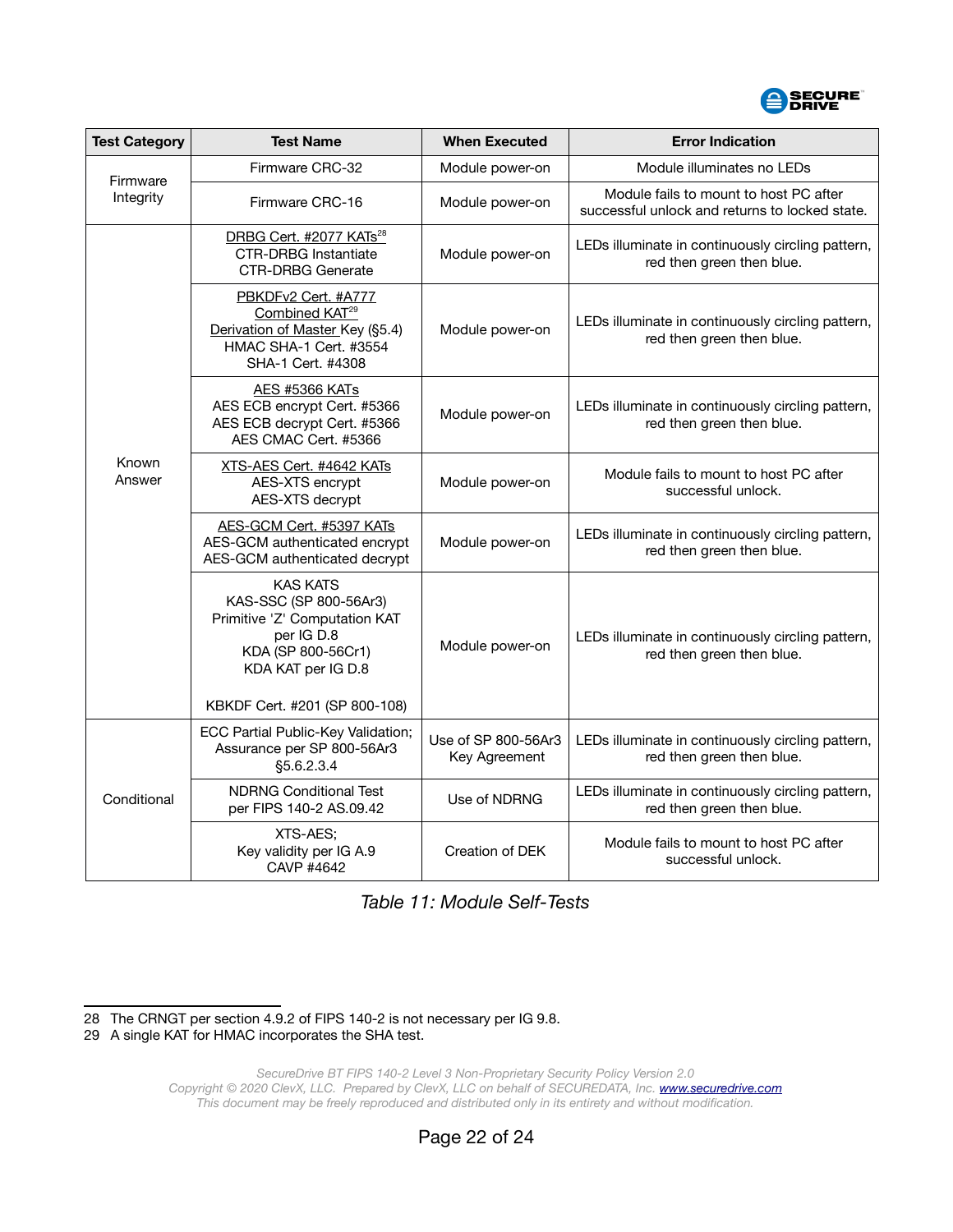| Test Category | Test Name | When Executed | Error Indication |
|---|---|---|---|
| Firmware Integrity | Firmware CRC-32 | Module power-on | Module illuminates no LEDs |
| | Firmware CRC-16 | Module power-on | Module fails to mount to host PC after successful unlock and returns to locked state. |
| Known Answer | DRBG Cert. #2077 KATs[28]<br>CTR-DRBG Instantiate<br>CTR-DRBG Generate | Module power-on | LEDs illuminate in continuously circling pattern, red then green then blue. |
| | PBKDFv2 Cert. #A777<br>Combined KAT[29]<br>Derivation of Master Key (§5.4)<br>HMAC SHA-1 Cert. #3554<br>SHA-1 Cert. #4308 | Module power-on | LEDs illuminate in continuously circling pattern, red then green then blue. |
| | AES #5366 KATs<br>AES ECB encrypt Cert. #5366<br>AES ECB decrypt Cert. #5366<br>AES CMAC Cert. #5366 | Module power-on | LEDs illuminate in continuously circling pattern, red then green then blue. |
| | XTS-AES Cert. #4642 KATs<br>AES-XTS encrypt<br>AES-XTS decrypt | Module power-on | Module fails to mount to host PC after successful unlock. |
| | AES-GCM Cert. #5397 KATs<br>AES-GCM authenticated encrypt<br>AES-GCM authenticated decrypt | Module power-on | LEDs illuminate in continuously circling pattern, red then green then blue. |
| | KAS KATS<br>KAS-SSC (SP 800-56Ar3)<br>Primitive 'Z' Computation KAT per IG D.8<br>KDA (SP 800-56Cr1)<br>KDA KAT per IG D.8<br><br>KBKDF Cert. #201 (SP 800-108) | Module power-on | LEDs illuminate in continuously circling pattern, red then green then blue. |
| Conditional | ECC Partial Public-Key Validation; Assurance per SP 800-56Ar3 §5.6.2.3.4 | Use of SP 800-56Ar3 Key Agreement | LEDs illuminate in continuously circling pattern, red then green then blue. |
| | NDRNG Conditional Test per FIPS 140-2 AS.09.42 | Use of NDRNG | LEDs illuminate in continuously circling pattern, red then green then blue. |
| | XTS-AES;<br>Key validity per IG A.9<br>CAVP #4642 | Creation of DEK | Module fails to mount to host PC after successful unlock. |

*Table 11: Module Self-Tests*

28 The CRNGT per section 4.9.2 of FIPS 140-2 is not necessary per IG 9.8.

29 A single KAT for HMAC incorporates the SHA test.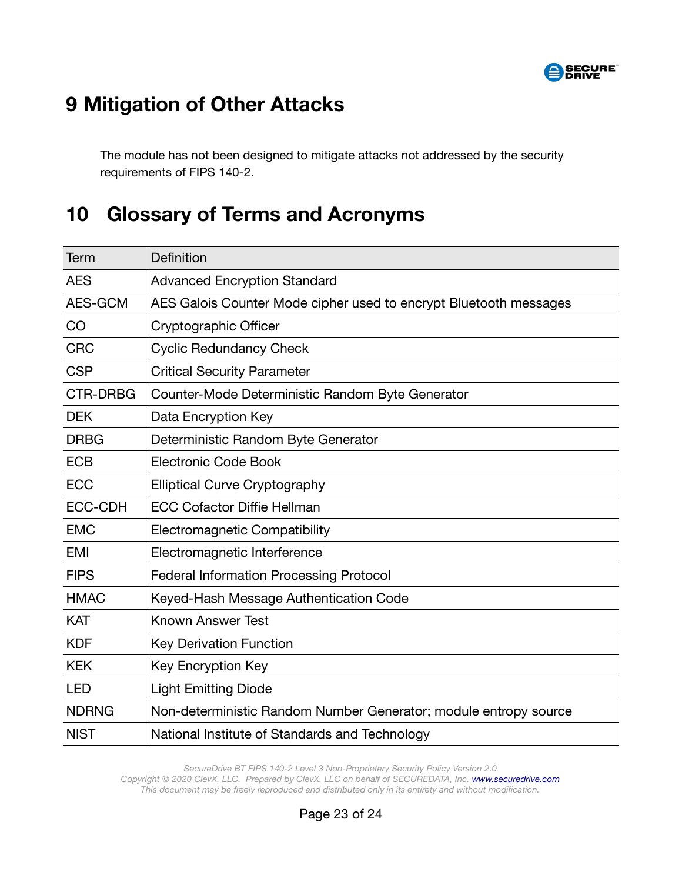# 9 Mitigation of Other Attacks

The module has not been designed to mitigate attacks not addressed by the security requirements of FIPS 140-2.

# 10 Glossary of Terms and Acronyms

| Term | Definition |
|---|---|
| AES | Advanced Encryption Standard |
| AES-GCM | AES Galois Counter Mode cipher used to encrypt Bluetooth messages |
| CO | Cryptographic Officer |
| CRC | Cyclic Redundancy Check |
| CSP | Critical Security Parameter |
| CTR-DRBG | Counter-Mode Deterministic Random Byte Generator |
| DEK | Data Encryption Key |
| DRBG | Deterministic Random Byte Generator |
| ECB | Electronic Code Book |
| ECC | Elliptical Curve Cryptography |
| ECC-CDH | ECC Cofactor Diffie Hellman |
| EMC | Electromagnetic Compatibility |
| EMI | Electromagnetic Interference |
| FIPS | Federal Information Processing Protocol |
| HMAC | Keyed-Hash Message Authentication Code |
| KAT | Known Answer Test |
| KDF | Key Derivation Function |
| KEK | Key Encryption Key |
| LED | Light Emitting Diode |
| NDRNG | Non-deterministic Random Number Generator; module entropy source |
| NIST | National Institute of Standards and Technology |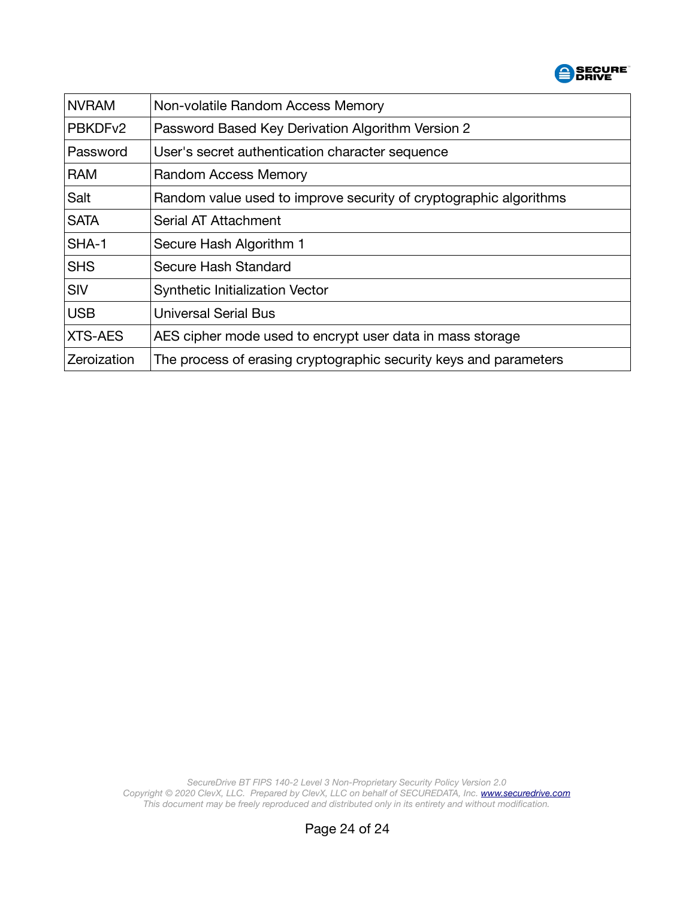| | |
|---|---|
| NVRAM | Non-volatile Random Access Memory |
| PBKDFv2 | Password Based Key Derivation Algorithm Version 2 |
| Password | User's secret authentication character sequence |
| RAM | Random Access Memory |
| Salt | Random value used to improve security of cryptographic algorithms |
| SATA | Serial AT Attachment |
| SHA-1 | Secure Hash Algorithm 1 |
| SHS | Secure Hash Standard |
| SIV | Synthetic Initialization Vector |
| USB | Universal Serial Bus |
| XTS-AES | AES cipher mode used to encrypt user data in mass storage |
| Zeroization | The process of erasing cryptographic security keys and parameters |